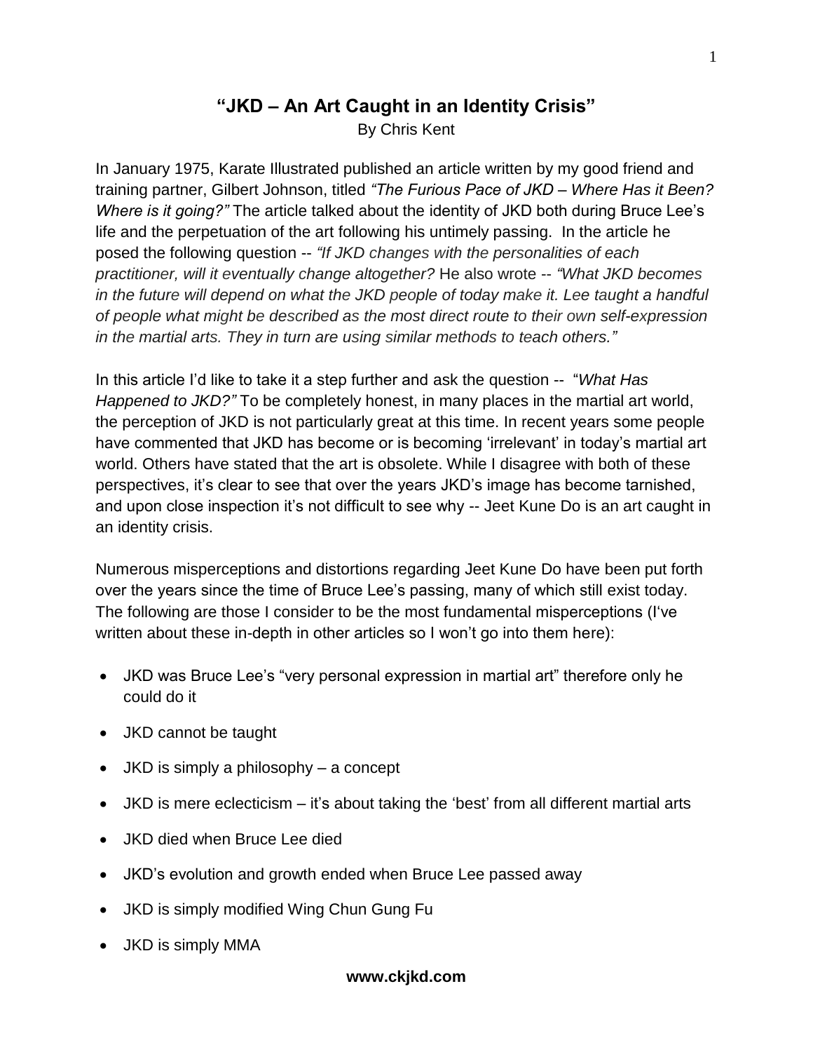# "JKD – An Art Caught in an Identity Crisis"

By Chris Kent

In January 1975, Karate Illustrated published an article written by my good friend and training partner, Gilbert Johnson, titled *"The Furious Pace of JKD – Where Has it Been? Where is it going?"* The article talked about the identity of JKD both during Bruce Lee's life and the perpetuation of the art following his untimely passing. In the article he posed the following question -- *"If JKD changes with the personalities of each practitioner, will it eventually change altogether?* He also wrote -- *"What JKD becomes in the future will depend on what the JKD people of today make it. Lee taught a handful of people what might be described as the most direct route to their own self-expression in the martial arts. They in turn are using similar methods to teach others."*

In this article I'd like to take it a step further and ask the question -- "*What Has Happened to JKD?"* To be completely honest, in many places in the martial art world, the perception of JKD is not particularly great at this time. In recent years some people have commented that JKD has become or is becoming 'irrelevant' in today's martial art world. Others have stated that the art is obsolete. While I disagree with both of these perspectives, it's clear to see that over the years JKD's image has become tarnished, and upon close inspection it's not difficult to see why -- Jeet Kune Do is an art caught in an identity crisis.

Numerous misperceptions and distortions regarding Jeet Kune Do have been put forth over the years since the time of Bruce Lee's passing, many of which still exist today. The following are those I consider to be the most fundamental misperceptions (I've written about these in-depth in other articles so I won't go into them here):

- JKD was Bruce Lee's "very personal expression in martial art" therefore only he could do it
- JKD cannot be taught
- JKD is simply a philosophy – a concept
- JKD is mere eclecticism – it's about taking the 'best' from all different martial arts
- JKD died when Bruce Lee died
- JKD's evolution and growth ended when Bruce Lee passed away
- JKD is simply modified Wing Chun Gung Fu
- JKD is simply MMA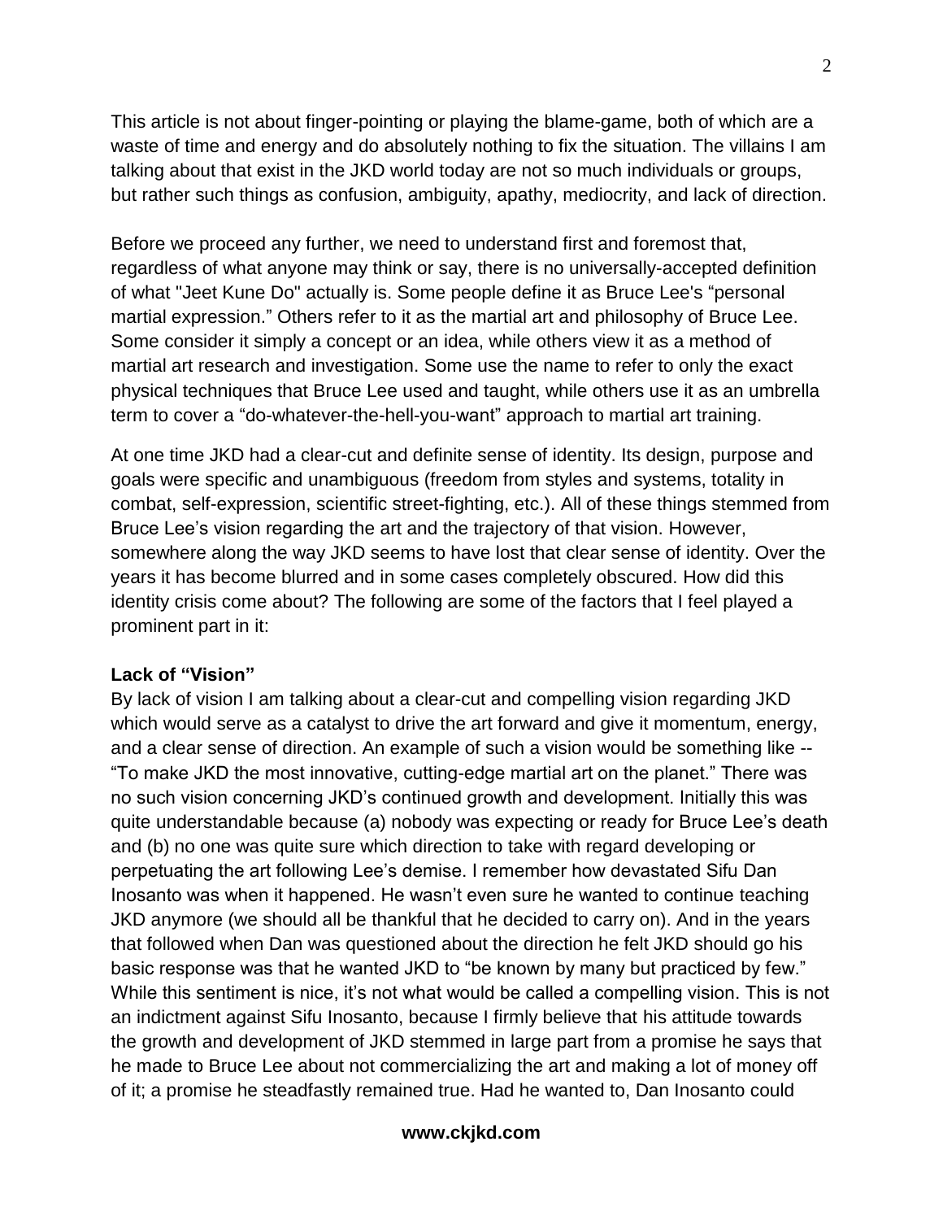This article is not about finger-pointing or playing the blame-game, both of which are a waste of time and energy and do absolutely nothing to fix the situation. The villains I am talking about that exist in the JKD world today are not so much individuals or groups, but rather such things as confusion, ambiguity, apathy, mediocrity, and lack of direction.

Before we proceed any further, we need to understand first and foremost that, regardless of what anyone may think or say, there is no universally-accepted definition of what "Jeet Kune Do" actually is. Some people define it as Bruce Lee's "personal martial expression." Others refer to it as the martial art and philosophy of Bruce Lee. Some consider it simply a concept or an idea, while others view it as a method of martial art research and investigation. Some use the name to refer to only the exact physical techniques that Bruce Lee used and taught, while others use it as an umbrella term to cover a "do-whatever-the-hell-you-want" approach to martial art training.

At one time JKD had a clear-cut and definite sense of identity. Its design, purpose and goals were specific and unambiguous (freedom from styles and systems, totality in combat, self-expression, scientific street-fighting, etc.). All of these things stemmed from Bruce Lee's vision regarding the art and the trajectory of that vision. However, somewhere along the way JKD seems to have lost that clear sense of identity. Over the years it has become blurred and in some cases completely obscured. How did this identity crisis come about? The following are some of the factors that I feel played a prominent part in it:

**Lack of "Vision"**

By lack of vision I am talking about a clear-cut and compelling vision regarding JKD which would serve as a catalyst to drive the art forward and give it momentum, energy, and a clear sense of direction. An example of such a vision would be something like -- "To make JKD the most innovative, cutting-edge martial art on the planet." There was no such vision concerning JKD's continued growth and development. Initially this was quite understandable because (a) nobody was expecting or ready for Bruce Lee's death and (b) no one was quite sure which direction to take with regard developing or perpetuating the art following Lee's demise. I remember how devastated Sifu Dan Inosanto was when it happened. He wasn't even sure he wanted to continue teaching JKD anymore (we should all be thankful that he decided to carry on). And in the years that followed when Dan was questioned about the direction he felt JKD should go his basic response was that he wanted JKD to "be known by many but practiced by few." While this sentiment is nice, it's not what would be called a compelling vision. This is not an indictment against Sifu Inosanto, because I firmly believe that his attitude towards the growth and development of JKD stemmed in large part from a promise he says that he made to Bruce Lee about not commercializing the art and making a lot of money off of it; a promise he steadfastly remained true. Had he wanted to, Dan Inosanto could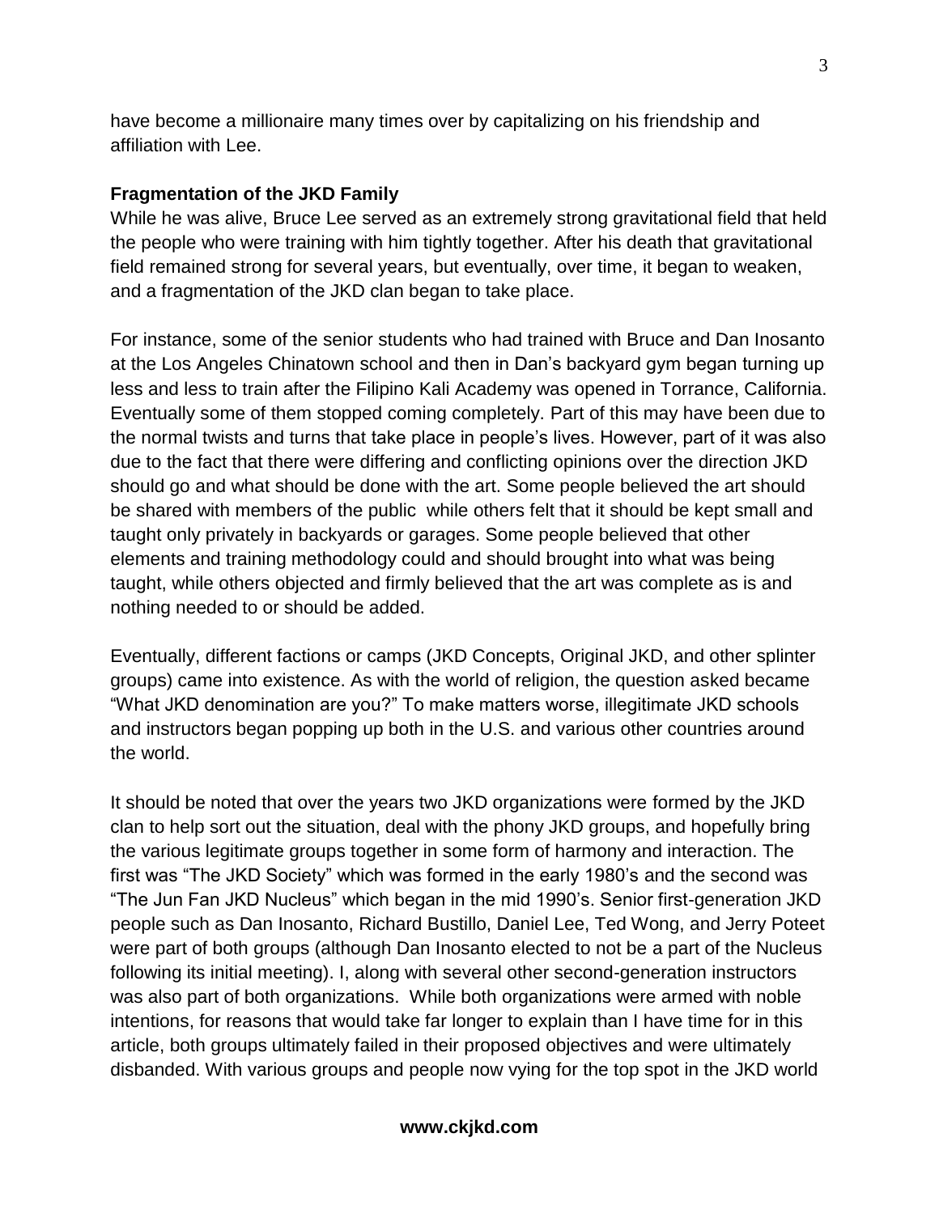have become a millionaire many times over by capitalizing on his friendship and affiliation with Lee.

**Fragmentation of the JKD Family**

While he was alive, Bruce Lee served as an extremely strong gravitational field that held the people who were training with him tightly together. After his death that gravitational field remained strong for several years, but eventually, over time, it began to weaken, and a fragmentation of the JKD clan began to take place.

For instance, some of the senior students who had trained with Bruce and Dan Inosanto at the Los Angeles Chinatown school and then in Dan's backyard gym began turning up less and less to train after the Filipino Kali Academy was opened in Torrance, California. Eventually some of them stopped coming completely. Part of this may have been due to the normal twists and turns that take place in people's lives. However, part of it was also due to the fact that there were differing and conflicting opinions over the direction JKD should go and what should be done with the art. Some people believed the art should be shared with members of the public while others felt that it should be kept small and taught only privately in backyards or garages. Some people believed that other elements and training methodology could and should brought into what was being taught, while others objected and firmly believed that the art was complete as is and nothing needed to or should be added.

Eventually, different factions or camps (JKD Concepts, Original JKD, and other splinter groups) came into existence. As with the world of religion, the question asked became "What JKD denomination are you?" To make matters worse, illegitimate JKD schools and instructors began popping up both in the U.S. and various other countries around the world.

It should be noted that over the years two JKD organizations were formed by the JKD clan to help sort out the situation, deal with the phony JKD groups, and hopefully bring the various legitimate groups together in some form of harmony and interaction. The first was "The JKD Society" which was formed in the early 1980's and the second was "The Jun Fan JKD Nucleus" which began in the mid 1990's. Senior first-generation JKD people such as Dan Inosanto, Richard Bustillo, Daniel Lee, Ted Wong, and Jerry Poteet were part of both groups (although Dan Inosanto elected to not be a part of the Nucleus following its initial meeting). I, along with several other second-generation instructors was also part of both organizations. While both organizations were armed with noble intentions, for reasons that would take far longer to explain than I have time for in this article, both groups ultimately failed in their proposed objectives and were ultimately disbanded. With various groups and people now vying for the top spot in the JKD world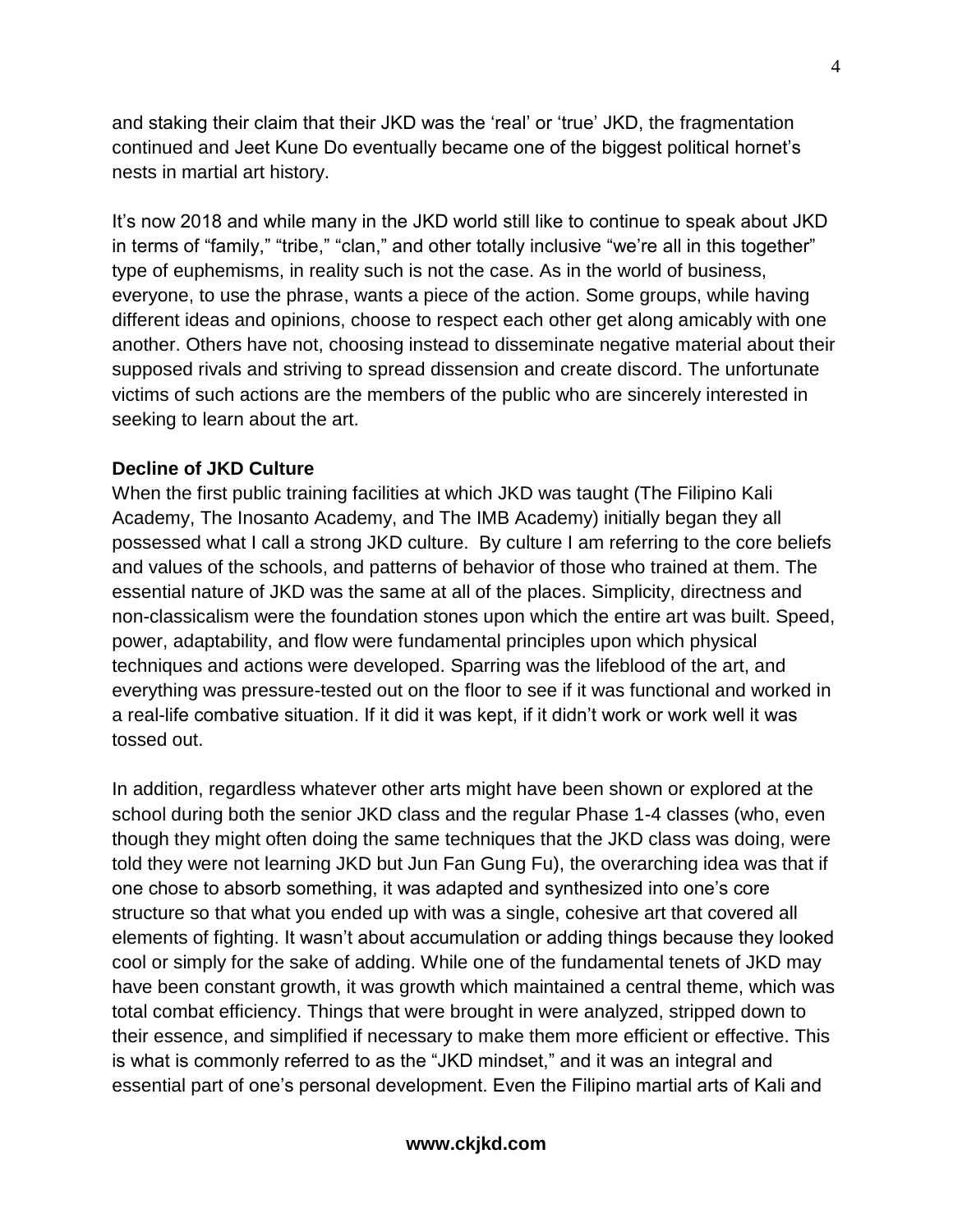and staking their claim that their JKD was the 'real' or 'true' JKD, the fragmentation continued and Jeet Kune Do eventually became one of the biggest political hornet's nests in martial art history.

It's now 2018 and while many in the JKD world still like to continue to speak about JKD in terms of "family," "tribe," "clan," and other totally inclusive "we're all in this together" type of euphemisms, in reality such is not the case. As in the world of business, everyone, to use the phrase, wants a piece of the action. Some groups, while having different ideas and opinions, choose to respect each other get along amicably with one another. Others have not, choosing instead to disseminate negative material about their supposed rivals and striving to spread dissension and create discord. The unfortunate victims of such actions are the members of the public who are sincerely interested in seeking to learn about the art.

**Decline of JKD Culture**

When the first public training facilities at which JKD was taught (The Filipino Kali Academy, The Inosanto Academy, and The IMB Academy) initially began they all possessed what I call a strong JKD culture. By culture I am referring to the core beliefs and values of the schools, and patterns of behavior of those who trained at them. The essential nature of JKD was the same at all of the places. Simplicity, directness and non-classicalism were the foundation stones upon which the entire art was built. Speed, power, adaptability, and flow were fundamental principles upon which physical techniques and actions were developed. Sparring was the lifeblood of the art, and everything was pressure-tested out on the floor to see if it was functional and worked in a real-life combative situation. If it did it was kept, if it didn't work or work well it was tossed out.

In addition, regardless whatever other arts might have been shown or explored at the school during both the senior JKD class and the regular Phase 1-4 classes (who, even though they might often doing the same techniques that the JKD class was doing, were told they were not learning JKD but Jun Fan Gung Fu), the overarching idea was that if one chose to absorb something, it was adapted and synthesized into one's core structure so that what you ended up with was a single, cohesive art that covered all elements of fighting. It wasn't about accumulation or adding things because they looked cool or simply for the sake of adding. While one of the fundamental tenets of JKD may have been constant growth, it was growth which maintained a central theme, which was total combat efficiency. Things that were brought in were analyzed, stripped down to their essence, and simplified if necessary to make them more efficient or effective. This is what is commonly referred to as the "JKD mindset," and it was an integral and essential part of one's personal development. Even the Filipino martial arts of Kali and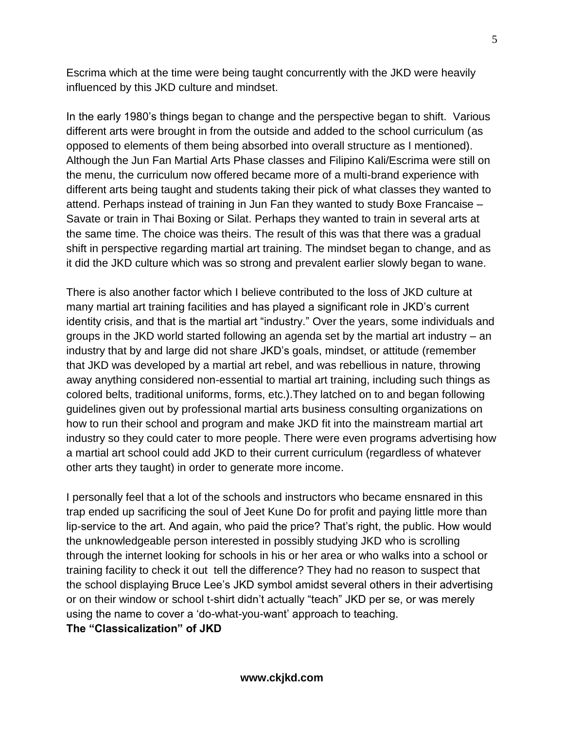Escrima which at the time were being taught concurrently with the JKD were heavily influenced by this JKD culture and mindset.

In the early 1980's things began to change and the perspective began to shift. Various different arts were brought in from the outside and added to the school curriculum (as opposed to elements of them being absorbed into overall structure as I mentioned). Although the Jun Fan Martial Arts Phase classes and Filipino Kali/Escrima were still on the menu, the curriculum now offered became more of a multi-brand experience with different arts being taught and students taking their pick of what classes they wanted to attend. Perhaps instead of training in Jun Fan they wanted to study Boxe Francaise – Savate or train in Thai Boxing or Silat. Perhaps they wanted to train in several arts at the same time. The choice was theirs. The result of this was that there was a gradual shift in perspective regarding martial art training. The mindset began to change, and as it did the JKD culture which was so strong and prevalent earlier slowly began to wane.

There is also another factor which I believe contributed to the loss of JKD culture at many martial art training facilities and has played a significant role in JKD's current identity crisis, and that is the martial art "industry." Over the years, some individuals and groups in the JKD world started following an agenda set by the martial art industry – an industry that by and large did not share JKD's goals, mindset, or attitude (remember that JKD was developed by a martial art rebel, and was rebellious in nature, throwing away anything considered non-essential to martial art training, including such things as colored belts, traditional uniforms, forms, etc.).They latched on to and began following guidelines given out by professional martial arts business consulting organizations on how to run their school and program and make JKD fit into the mainstream martial art industry so they could cater to more people. There were even programs advertising how a martial art school could add JKD to their current curriculum (regardless of whatever other arts they taught) in order to generate more income.

I personally feel that a lot of the schools and instructors who became ensnared in this trap ended up sacrificing the soul of Jeet Kune Do for profit and paying little more than lip-service to the art. And again, who paid the price? That's right, the public. How would the unknowledgeable person interested in possibly studying JKD who is scrolling through the internet looking for schools in his or her area or who walks into a school or training facility to check it out tell the difference? They had no reason to suspect that the school displaying Bruce Lee's JKD symbol amidst several others in their advertising or on their window or school t-shirt didn't actually "teach" JKD per se, or was merely using the name to cover a 'do-what-you-want' approach to teaching.

**The "Classicalization" of JKD**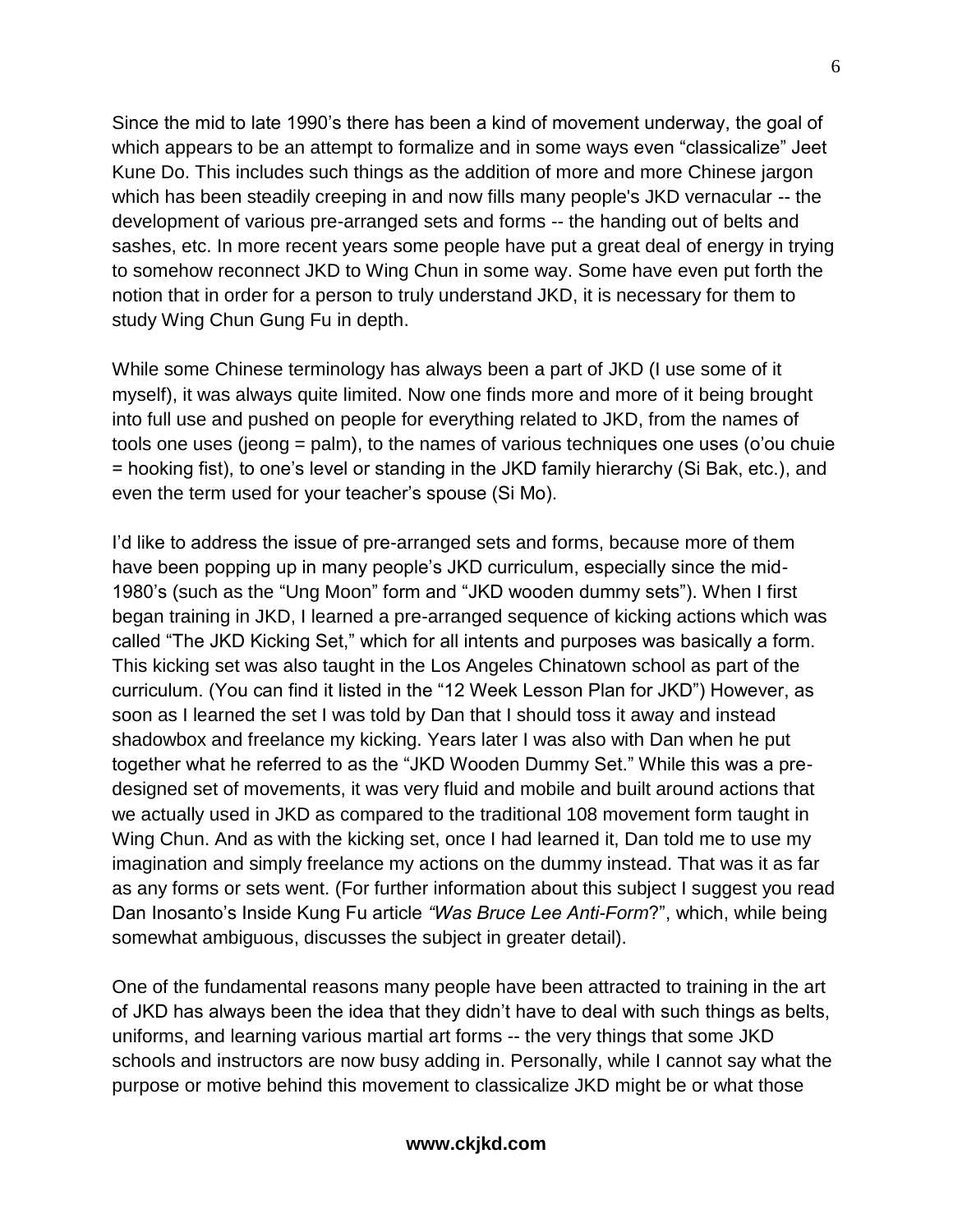Since the mid to late 1990's there has been a kind of movement underway, the goal of which appears to be an attempt to formalize and in some ways even "classicalize" Jeet Kune Do. This includes such things as the addition of more and more Chinese jargon which has been steadily creeping in and now fills many people's JKD vernacular -- the development of various pre-arranged sets and forms -- the handing out of belts and sashes, etc. In more recent years some people have put a great deal of energy in trying to somehow reconnect JKD to Wing Chun in some way. Some have even put forth the notion that in order for a person to truly understand JKD, it is necessary for them to study Wing Chun Gung Fu in depth.

While some Chinese terminology has always been a part of JKD (I use some of it myself), it was always quite limited. Now one finds more and more of it being brought into full use and pushed on people for everything related to JKD, from the names of tools one uses (jeong = palm), to the names of various techniques one uses (o'ou chuie = hooking fist), to one's level or standing in the JKD family hierarchy (Si Bak, etc.), and even the term used for your teacher's spouse (Si Mo).

I'd like to address the issue of pre-arranged sets and forms, because more of them have been popping up in many people's JKD curriculum, especially since the mid-1980's (such as the "Ung Moon" form and "JKD wooden dummy sets"). When I first began training in JKD, I learned a pre-arranged sequence of kicking actions which was called "The JKD Kicking Set," which for all intents and purposes was basically a form. This kicking set was also taught in the Los Angeles Chinatown school as part of the curriculum. (You can find it listed in the "12 Week Lesson Plan for JKD") However, as soon as I learned the set I was told by Dan that I should toss it away and instead shadowbox and freelance my kicking. Years later I was also with Dan when he put together what he referred to as the "JKD Wooden Dummy Set." While this was a pre-designed set of movements, it was very fluid and mobile and built around actions that we actually used in JKD as compared to the traditional 108 movement form taught in Wing Chun. And as with the kicking set, once I had learned it, Dan told me to use my imagination and simply freelance my actions on the dummy instead. That was it as far as any forms or sets went. (For further information about this subject I suggest you read Dan Inosanto's Inside Kung Fu article *"Was Bruce Lee Anti-Form*?", which, while being somewhat ambiguous, discusses the subject in greater detail).

One of the fundamental reasons many people have been attracted to training in the art of JKD has always been the idea that they didn't have to deal with such things as belts, uniforms, and learning various martial art forms -- the very things that some JKD schools and instructors are now busy adding in. Personally, while I cannot say what the purpose or motive behind this movement to classicalize JKD might be or what those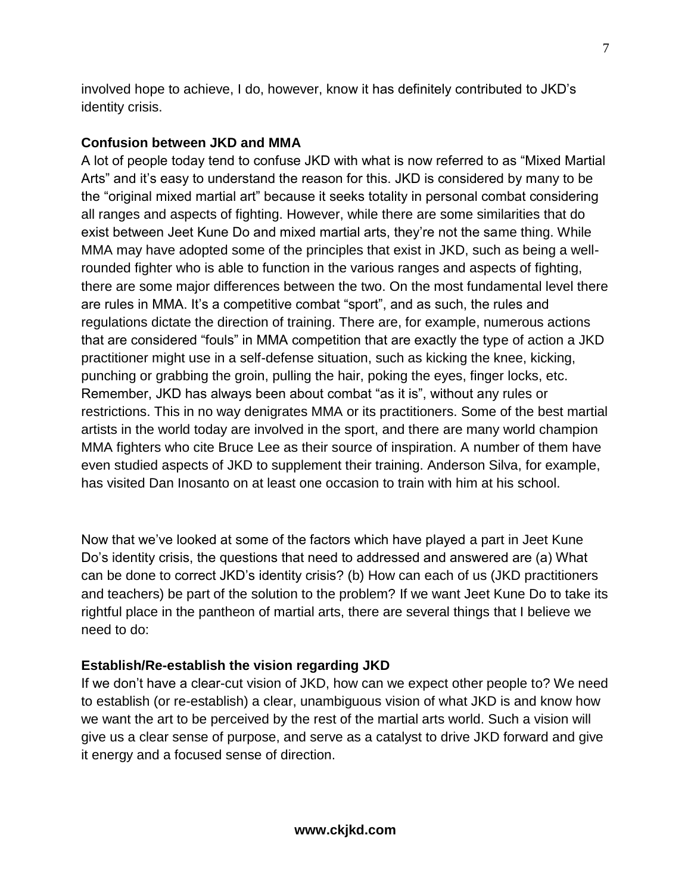involved hope to achieve, I do, however, know it has definitely contributed to JKD's identity crisis.

**Confusion between JKD and MMA**

A lot of people today tend to confuse JKD with what is now referred to as "Mixed Martial Arts" and it's easy to understand the reason for this. JKD is considered by many to be the "original mixed martial art" because it seeks totality in personal combat considering all ranges and aspects of fighting. However, while there are some similarities that do exist between Jeet Kune Do and mixed martial arts, they're not the same thing. While MMA may have adopted some of the principles that exist in JKD, such as being a well-rounded fighter who is able to function in the various ranges and aspects of fighting, there are some major differences between the two. On the most fundamental level there are rules in MMA. It's a competitive combat "sport", and as such, the rules and regulations dictate the direction of training. There are, for example, numerous actions that are considered "fouls" in MMA competition that are exactly the type of action a JKD practitioner might use in a self-defense situation, such as kicking the knee, kicking, punching or grabbing the groin, pulling the hair, poking the eyes, finger locks, etc. Remember, JKD has always been about combat "as it is", without any rules or restrictions. This in no way denigrates MMA or its practitioners. Some of the best martial artists in the world today are involved in the sport, and there are many world champion MMA fighters who cite Bruce Lee as their source of inspiration. A number of them have even studied aspects of JKD to supplement their training. Anderson Silva, for example, has visited Dan Inosanto on at least one occasion to train with him at his school.

Now that we've looked at some of the factors which have played a part in Jeet Kune Do's identity crisis, the questions that need to addressed and answered are (a) What can be done to correct JKD's identity crisis? (b) How can each of us (JKD practitioners and teachers) be part of the solution to the problem? If we want Jeet Kune Do to take its rightful place in the pantheon of martial arts, there are several things that I believe we need to do:

**Establish/Re-establish the vision regarding JKD**

If we don't have a clear-cut vision of JKD, how can we expect other people to? We need to establish (or re-establish) a clear, unambiguous vision of what JKD is and know how we want the art to be perceived by the rest of the martial arts world. Such a vision will give us a clear sense of purpose, and serve as a catalyst to drive JKD forward and give it energy and a focused sense of direction.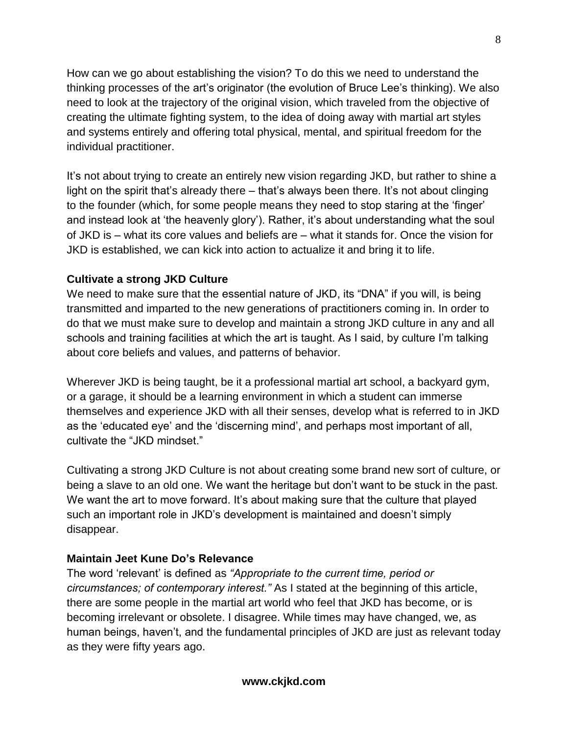How can we go about establishing the vision? To do this we need to understand the thinking processes of the art's originator (the evolution of Bruce Lee's thinking). We also need to look at the trajectory of the original vision, which traveled from the objective of creating the ultimate fighting system, to the idea of doing away with martial art styles and systems entirely and offering total physical, mental, and spiritual freedom for the individual practitioner.

It's not about trying to create an entirely new vision regarding JKD, but rather to shine a light on the spirit that's already there – that's always been there. It's not about clinging to the founder (which, for some people means they need to stop staring at the 'finger' and instead look at 'the heavenly glory'). Rather, it's about understanding what the soul of JKD is – what its core values and beliefs are – what it stands for. Once the vision for JKD is established, we can kick into action to actualize it and bring it to life.

**Cultivate a strong JKD Culture**

We need to make sure that the essential nature of JKD, its "DNA" if you will, is being transmitted and imparted to the new generations of practitioners coming in. In order to do that we must make sure to develop and maintain a strong JKD culture in any and all schools and training facilities at which the art is taught. As I said, by culture I'm talking about core beliefs and values, and patterns of behavior.

Wherever JKD is being taught, be it a professional martial art school, a backyard gym, or a garage, it should be a learning environment in which a student can immerse themselves and experience JKD with all their senses, develop what is referred to in JKD as the 'educated eye' and the 'discerning mind', and perhaps most important of all, cultivate the "JKD mindset."

Cultivating a strong JKD Culture is not about creating some brand new sort of culture, or being a slave to an old one. We want the heritage but don't want to be stuck in the past. We want the art to move forward. It's about making sure that the culture that played such an important role in JKD's development is maintained and doesn't simply disappear.

**Maintain Jeet Kune Do's Relevance**

The word 'relevant' is defined as *"Appropriate to the current time, period or circumstances; of contemporary interest."* As I stated at the beginning of this article, there are some people in the martial art world who feel that JKD has become, or is becoming irrelevant or obsolete. I disagree. While times may have changed, we, as human beings, haven't, and the fundamental principles of JKD are just as relevant today as they were fifty years ago.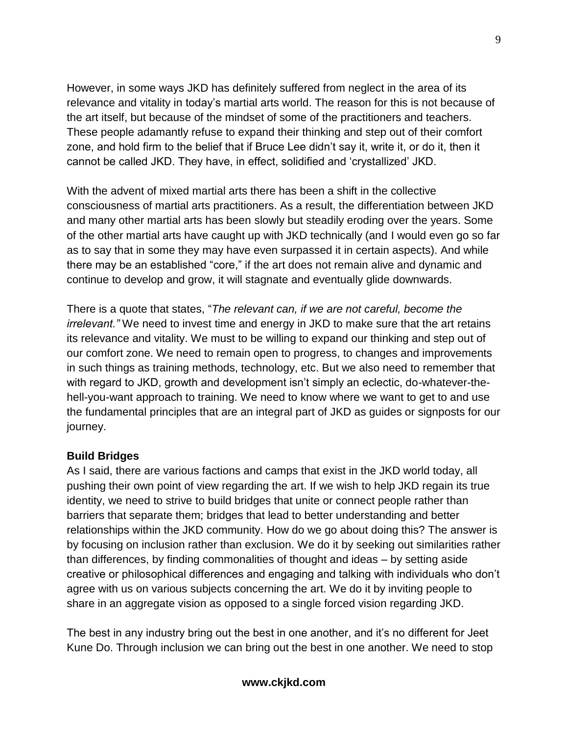However, in some ways JKD has definitely suffered from neglect in the area of its relevance and vitality in today's martial arts world. The reason for this is not because of the art itself, but because of the mindset of some of the practitioners and teachers. These people adamantly refuse to expand their thinking and step out of their comfort zone, and hold firm to the belief that if Bruce Lee didn't say it, write it, or do it, then it cannot be called JKD. They have, in effect, solidified and 'crystallized' JKD.

With the advent of mixed martial arts there has been a shift in the collective consciousness of martial arts practitioners. As a result, the differentiation between JKD and many other martial arts has been slowly but steadily eroding over the years. Some of the other martial arts have caught up with JKD technically (and I would even go so far as to say that in some they may have even surpassed it in certain aspects). And while there may be an established "core," if the art does not remain alive and dynamic and continue to develop and grow, it will stagnate and eventually glide downwards.

There is a quote that states, "*The relevant can, if we are not careful, become the irrelevant."* We need to invest time and energy in JKD to make sure that the art retains its relevance and vitality. We must to be willing to expand our thinking and step out of our comfort zone. We need to remain open to progress, to changes and improvements in such things as training methods, technology, etc. But we also need to remember that with regard to JKD, growth and development isn't simply an eclectic, do-whatever-the-hell-you-want approach to training. We need to know where we want to get to and use the fundamental principles that are an integral part of JKD as guides or signposts for our journey.

**Build Bridges**

As I said, there are various factions and camps that exist in the JKD world today, all pushing their own point of view regarding the art. If we wish to help JKD regain its true identity, we need to strive to build bridges that unite or connect people rather than barriers that separate them; bridges that lead to better understanding and better relationships within the JKD community. How do we go about doing this? The answer is by focusing on inclusion rather than exclusion. We do it by seeking out similarities rather than differences, by finding commonalities of thought and ideas – by setting aside creative or philosophical differences and engaging and talking with individuals who don't agree with us on various subjects concerning the art. We do it by inviting people to share in an aggregate vision as opposed to a single forced vision regarding JKD.

The best in any industry bring out the best in one another, and it's no different for Jeet Kune Do. Through inclusion we can bring out the best in one another. We need to stop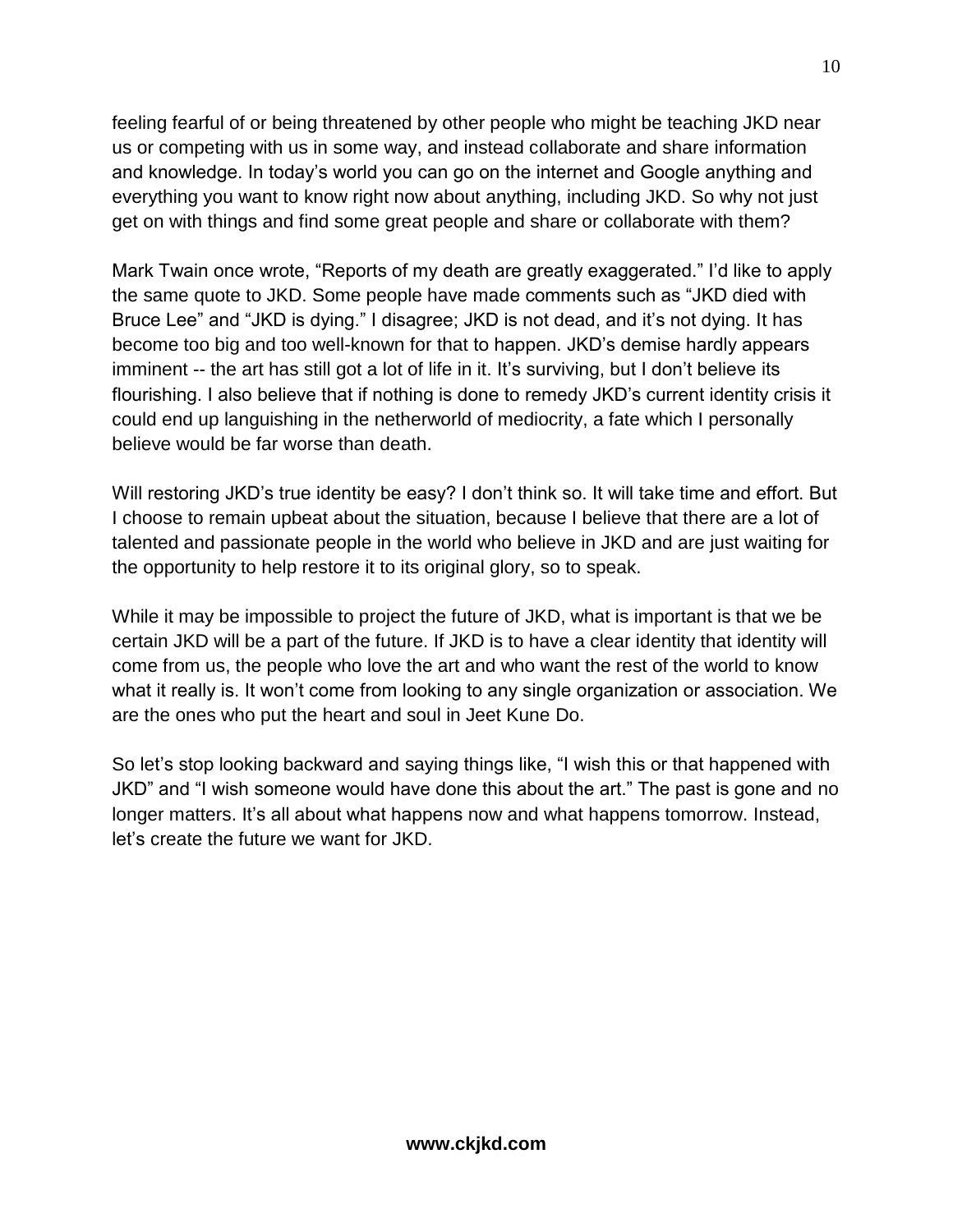feeling fearful of or being threatened by other people who might be teaching JKD near us or competing with us in some way, and instead collaborate and share information and knowledge. In today's world you can go on the internet and Google anything and everything you want to know right now about anything, including JKD. So why not just get on with things and find some great people and share or collaborate with them?

Mark Twain once wrote, "Reports of my death are greatly exaggerated." I'd like to apply the same quote to JKD. Some people have made comments such as "JKD died with Bruce Lee" and "JKD is dying." I disagree; JKD is not dead, and it's not dying. It has become too big and too well-known for that to happen. JKD's demise hardly appears imminent -- the art has still got a lot of life in it. It's surviving, but I don't believe its flourishing. I also believe that if nothing is done to remedy JKD's current identity crisis it could end up languishing in the netherworld of mediocrity, a fate which I personally believe would be far worse than death.

Will restoring JKD's true identity be easy? I don't think so. It will take time and effort. But I choose to remain upbeat about the situation, because I believe that there are a lot of talented and passionate people in the world who believe in JKD and are just waiting for the opportunity to help restore it to its original glory, so to speak.

While it may be impossible to project the future of JKD, what is important is that we be certain JKD will be a part of the future. If JKD is to have a clear identity that identity will come from us, the people who love the art and who want the rest of the world to know what it really is. It won't come from looking to any single organization or association. We are the ones who put the heart and soul in Jeet Kune Do.

So let's stop looking backward and saying things like, "I wish this or that happened with JKD" and "I wish someone would have done this about the art." The past is gone and no longer matters. It's all about what happens now and what happens tomorrow. Instead, let's create the future we want for JKD.